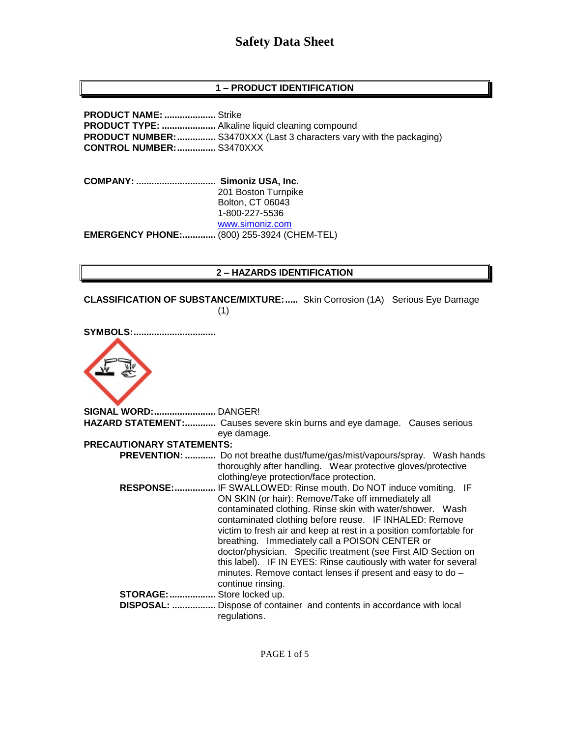# Safety Data Sheet

## 1 – PRODUCT IDENTIFICATION

**PRODUCT NAME:** .................... Strike
**PRODUCT TYPE:** ..................... Alkaline liquid cleaning compound
**PRODUCT NUMBER:** ............... S3470XXX (Last 3 characters vary with the packaging)
**CONTROL NUMBER:** ............... S3470XXX

**COMPANY:** ............................... **Simoniz USA, Inc.**
201 Boston Turnpike
Bolton, CT 06043
1-800-227-5536
www.simoniz.com
**EMERGENCY PHONE:** ............. (800) 255-3924 (CHEM-TEL)

## 2 – HAZARDS IDENTIFICATION

**CLASSIFICATION OF SUBSTANCE/MIXTURE:** ..... Skin Corrosion (1A) Serious Eye Damage (1)

**SYMBOLS:** ................................

**SIGNAL WORD:** ........................ DANGER!
**HAZARD STATEMENT:** ............ Causes severe skin burns and eye damage. Causes serious eye damage.

**PRECAUTIONARY STATEMENTS:**

**PREVENTION:** ............ Do not breathe dust/fume/gas/mist/vapours/spray. Wash hands thoroughly after handling. Wear protective gloves/protective clothing/eye protection/face protection.

**RESPONSE:** ................ IF SWALLOWED: Rinse mouth. Do NOT induce vomiting. IF ON SKIN (or hair): Remove/Take off immediately all contaminated clothing. Rinse skin with water/shower. Wash contaminated clothing before reuse. IF INHALED: Remove victim to fresh air and keep at rest in a position comfortable for breathing. Immediately call a POISON CENTER or doctor/physician. Specific treatment (see First AID Section on this label). IF IN EYES: Rinse cautiously with water for several minutes. Remove contact lenses if present and easy to do – continue rinsing.

**STORAGE:** .................. Store locked up.

**DISPOSAL:** ................. Dispose of container and contents in accordance with local regulations.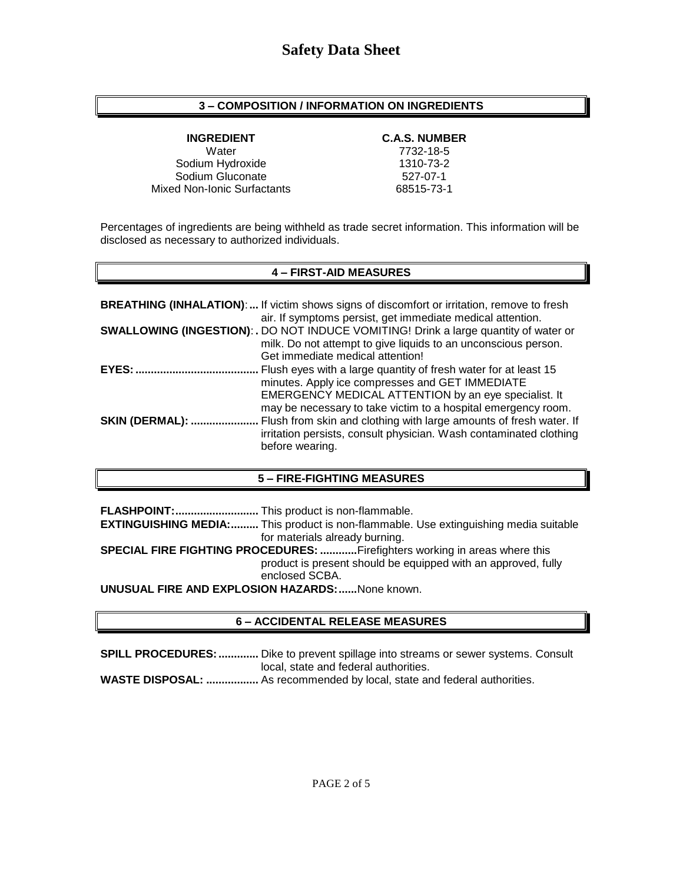# Safety Data Sheet

## 3 – COMPOSITION / INFORMATION ON INGREDIENTS

| INGREDIENT | C.A.S. NUMBER |
| --- | --- |
| Water | 7732-18-5 |
| Sodium Hydroxide | 1310-73-2 |
| Sodium Gluconate | 527-07-1 |
| Mixed Non-Ionic Surfactants | 68515-73-1 |

Percentages of ingredients are being withheld as trade secret information. This information will be disclosed as necessary to authorized individuals.

## 4 – FIRST-AID MEASURES

**BREATHING (INHALATION):...** If victim shows signs of discomfort or irritation, remove to fresh air. If symptoms persist, get immediate medical attention.

**SWALLOWING (INGESTION):.** DO NOT INDUCE VOMITING! Drink a large quantity of water or milk. Do not attempt to give liquids to an unconscious person. Get immediate medical attention!

**EYES:........................................** Flush eyes with a large quantity of fresh water for at least 15 minutes. Apply ice compresses and GET IMMEDIATE EMERGENCY MEDICAL ATTENTION by an eye specialist. It may be necessary to take victim to a hospital emergency room.

**SKIN (DERMAL): ......................** Flush from skin and clothing with large amounts of fresh water. If irritation persists, consult physician. Wash contaminated clothing before wearing.

## 5 – FIRE-FIGHTING MEASURES

**FLASHPOINT:...........................** This product is non-flammable.

**EXTINGUISHING MEDIA:.........** This product is non-flammable. Use extinguishing media suitable for materials already burning.

**SPECIAL FIRE FIGHTING PROCEDURES: ............** Firefighters working in areas where this product is present should be equipped with an approved, fully enclosed SCBA.

**UNUSUAL FIRE AND EXPLOSION HAZARDS:......** None known.

## 6 – ACCIDENTAL RELEASE MEASURES

**SPILL PROCEDURES: .............** Dike to prevent spillage into streams or sewer systems. Consult local, state and federal authorities.

**WASTE DISPOSAL: .................** As recommended by local, state and federal authorities.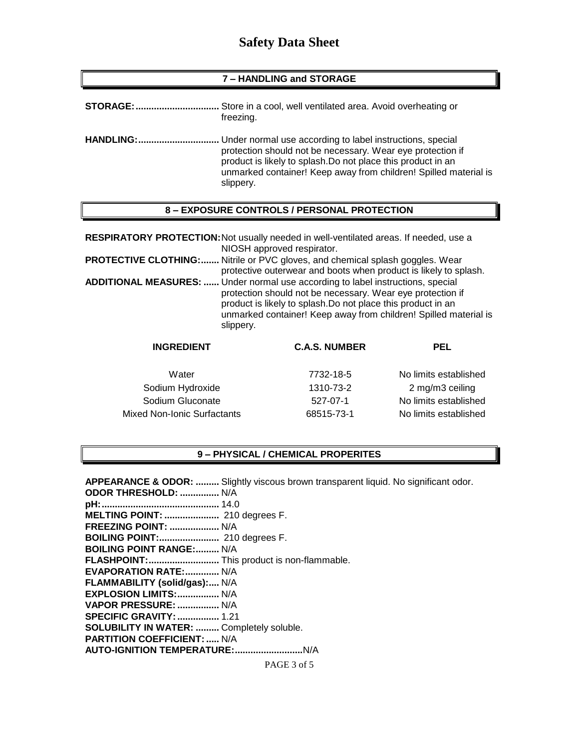# Safety Data Sheet

## 7 – HANDLING and STORAGE

**STORAGE:** Store in a cool, well ventilated area. Avoid overheating or freezing.

**HANDLING:** Under normal use according to label instructions, special protection should not be necessary. Wear eye protection if product is likely to splash.Do not place this product in an unmarked container! Keep away from children! Spilled material is slippery.

## 8 – EXPOSURE CONTROLS / PERSONAL PROTECTION

**RESPIRATORY PROTECTION:** Not usually needed in well-ventilated areas. If needed, use a NIOSH approved respirator.

**PROTECTIVE CLOTHING:** Nitrile or PVC gloves, and chemical splash goggles. Wear protective outerwear and boots when product is likely to splash.

**ADDITIONAL MEASURES:** Under normal use according to label instructions, special protection should not be necessary. Wear eye protection if product is likely to splash.Do not place this product in an unmarked container! Keep away from children! Spilled material is slippery.

| INGREDIENT | C.A.S. NUMBER | PEL |
|---|---|---|
| Water | 7732-18-5 | No limits established |
| Sodium Hydroxide | 1310-73-2 | 2 mg/m3 ceiling |
| Sodium Gluconate | 527-07-1 | No limits established |
| Mixed Non-Ionic Surfactants | 68515-73-1 | No limits established |

## 9 – PHYSICAL / CHEMICAL PROPERITES

**APPEARANCE & ODOR:** Slightly viscous brown transparent liquid. No significant odor.
**ODOR THRESHOLD:** N/A
**pH:** 14.0
**MELTING POINT:** 210 degrees F.
**FREEZING POINT:** N/A
**BOILING POINT:** 210 degrees F.
**BOILING POINT RANGE:** N/A
**FLASHPOINT:** This product is non-flammable.
**EVAPORATION RATE:** N/A
**FLAMMABILITY (solid/gas):** N/A
**EXPLOSION LIMITS:** N/A
**VAPOR PRESSURE:** N/A
**SPECIFIC GRAVITY:** 1.21
**SOLUBILITY IN WATER:** Completely soluble.
**PARTITION COEFFICIENT:** N/A
**AUTO-IGNITION TEMPERATURE:** N/A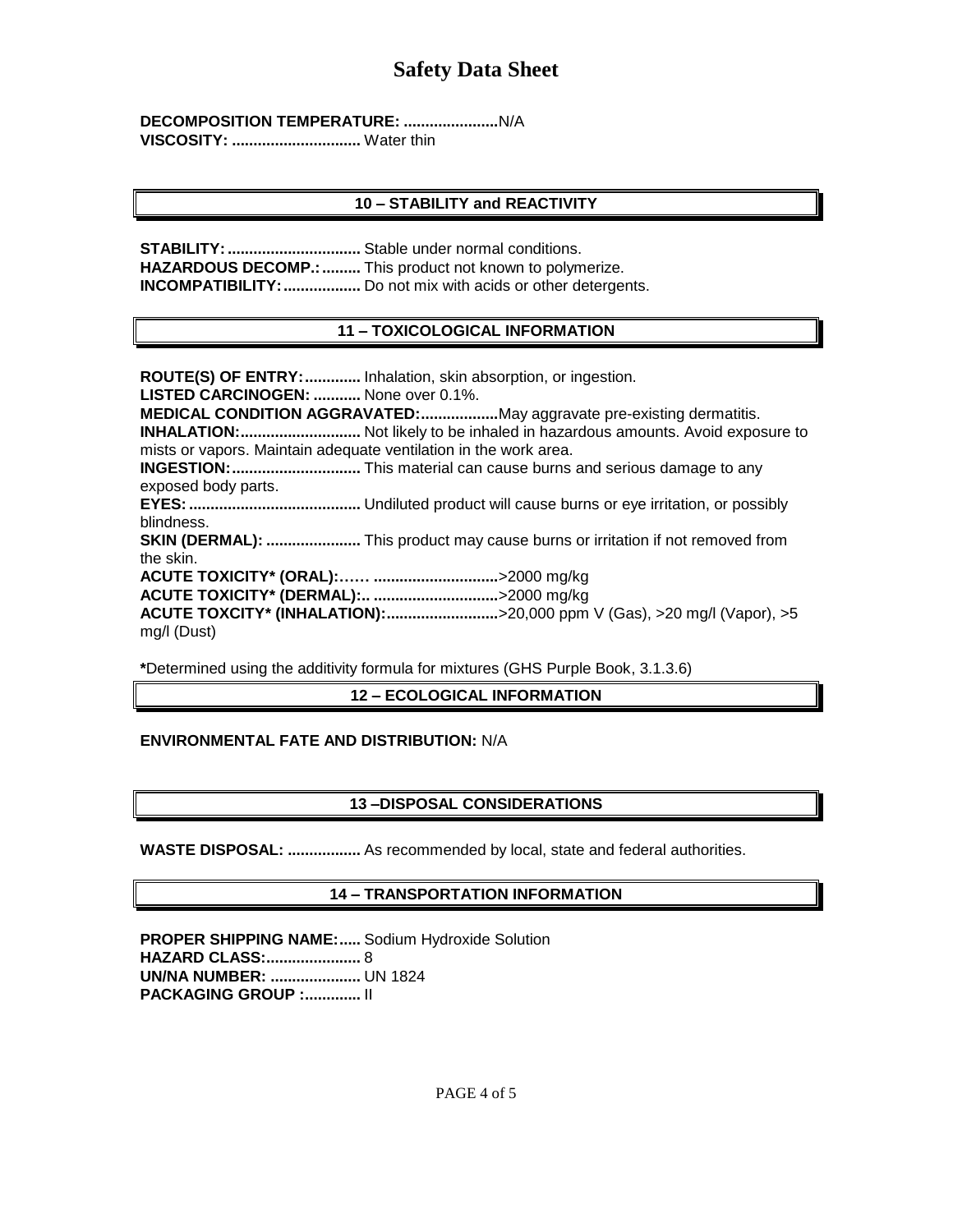**DECOMPOSITION TEMPERATURE: ......................**N/A
**VISCOSITY: ..............................** Water thin

## 10 – STABILITY and REACTIVITY

**STABILITY: ...............................** Stable under normal conditions.
**HAZARDOUS DECOMP.: .........** This product not known to polymerize.
**INCOMPATIBILITY: ..................** Do not mix with acids or other detergents.

## 11 – TOXICOLOGICAL INFORMATION

**ROUTE(S) OF ENTRY: .............** Inhalation, skin absorption, or ingestion.
**LISTED CARCINOGEN: ...........** None over 0.1%.
**MEDICAL CONDITION AGGRAVATED: .................**May aggravate pre-existing dermatitis.
**INHALATION: ............................** Not likely to be inhaled in hazardous amounts. Avoid exposure to mists or vapors. Maintain adequate ventilation in the work area.
**INGESTION: ..............................** This material can cause burns and serious damage to any exposed body parts.
**EYES: ........................................** Undiluted product will cause burns or eye irritation, or possibly blindness.
**SKIN (DERMAL): ......................** This product may cause burns or irritation if not removed from the skin.
**ACUTE TOXICITY* (ORAL):…… ............................**>2000 mg/kg
**ACUTE TOXICITY* (DERMAL):.. ............................**>2000 mg/kg
**ACUTE TOXCITY* (INHALATION): .........................**>20,000 ppm V (Gas), >20 mg/l (Vapor), >5 mg/l (Dust)

**\***Determined using the additivity formula for mixtures (GHS Purple Book, 3.1.3.6)

## 12 – ECOLOGICAL INFORMATION

**ENVIRONMENTAL FATE AND DISTRIBUTION:** N/A

## 13 –DISPOSAL CONSIDERATIONS

**WASTE DISPOSAL: .................** As recommended by local, state and federal authorities.

## 14 – TRANSPORTATION INFORMATION

**PROPER SHIPPING NAME: .....** Sodium Hydroxide Solution
**HAZARD CLASS: .....................** 8
**UN/NA NUMBER: .....................** UN 1824
**PACKAGING GROUP : .............** II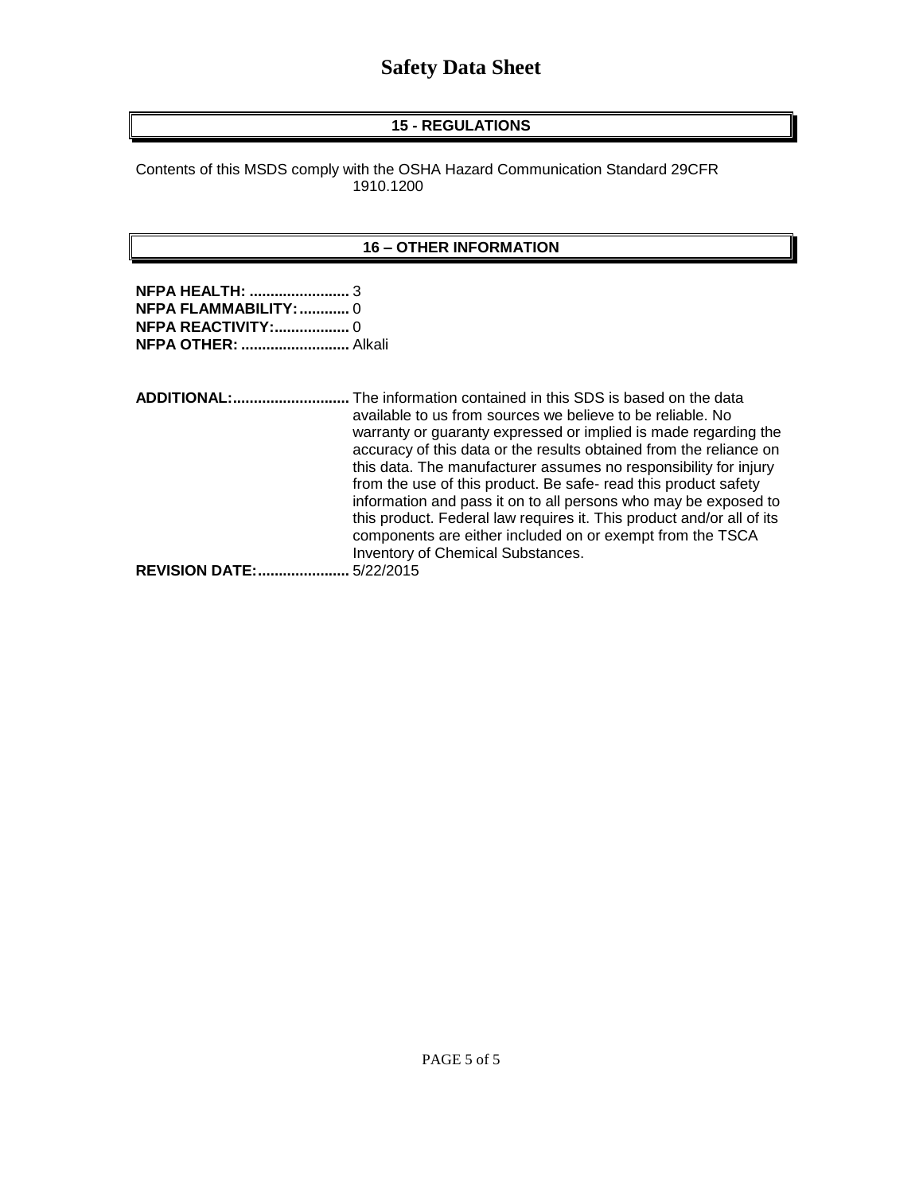## 15 - REGULATIONS

Contents of this MSDS comply with the OSHA Hazard Communication Standard 29CFR 1910.1200

## 16 – OTHER INFORMATION

**NFPA HEALTH: ........................** 3
**NFPA FLAMMABILITY:............** 0
**NFPA REACTIVITY:..................** 0
**NFPA OTHER: ..........................** Alkali

**ADDITIONAL:............................** The information contained in this SDS is based on the data available to us from sources we believe to be reliable. No warranty or guaranty expressed or implied is made regarding the accuracy of this data or the results obtained from the reliance on this data. The manufacturer assumes no responsibility for injury from the use of this product. Be safe- read this product safety information and pass it on to all persons who may be exposed to this product. Federal law requires it. This product and/or all of its components are either included on or exempt from the TSCA Inventory of Chemical Substances.

**REVISION DATE:......................** 5/22/2015